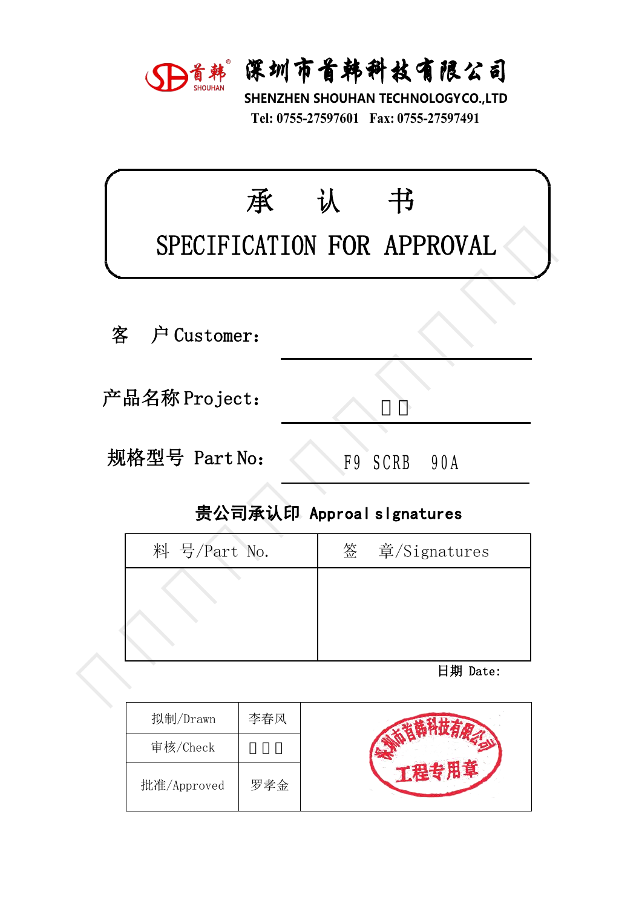深圳市首韩科技有限公司

SHENZHEN SHOUHAN TECHNOLOGY CO.,LTD

Tel: 0755-27597601 Fax: 0755-27597491

# 承 认 书

# SPECIFICATION FOR APPROVAL

客 户 Customer:

产品名称 Project: □□

规格型号 Part No: F9 SCRB 90A

**贵公司承认印 Approal slgnatures**

| 料 号/Part No. | 签 章/Signatures |
|---|---|
| | |

日期 Date:

| 拟制/Drawn | 李春风 | 深圳市首韩科技有限公司 工程专用章 |
|---|---|---|
| 审核/Check | □□□ | |
| 批准/Approved | 罗孝金 | |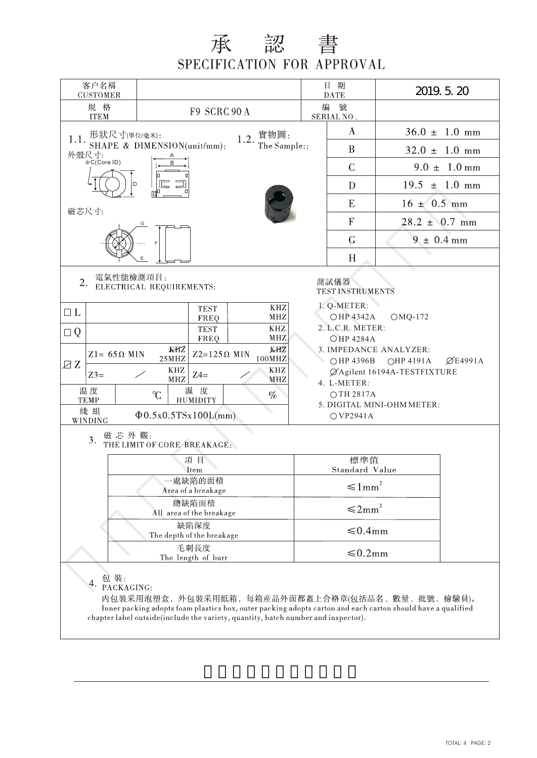# 承　認　書

## SPECIFICATION FOR APPROVAL

| 客户名稱 CUSTOMER | | 日　期 DATE | 2019. 5. 20 |
|---|---|---|---|
| 規　格 ITEM | F9 SCRC 90 A | 編　號 SERIAL NO. | |

**1.1.** 形狀尺寸(單位/毫米)：SHAPE & DIMENSION(unit/mm)：

外殼尺寸：ΦC(Core ID)　A　B　D

磁芯尺寸：G　F　E

**1.2.** 實物圖：The Sample::

| | |
|---|---|
| A | 36.0 ± 1.0 mm |
| B | 32.0 ± 1.0 mm |
| C | 9.0 ± 1.0 mm |
| D | 19.5 ± 1.0 mm |
| E | 16 ± 0.5 mm |
| F | 28.2 ± 0.7 mm |
| G | 9 ± 0.4 mm |
| H | |

**2.** 電氣性能檢測項目：ELECTRICAL REQUIREMENTS:

| | | | | |
|---|---|---|---|---|
| □ L | | TEST FREQ | KHZ MHZ | |
| □ Q | | TEST FREQ | KHZ MHZ | |
| ☑ Z | Z1= 65Ω MIN | ~~KHZ~~ 25MHZ | Z2=125Ω MIN | ~~KHZ~~ 100MHZ |
| | Z3= ／ | KHZ MHZ | Z4= ／ | KHZ MHZ |
| 温度 TEMP | ℃ | 濕　度 HUMIDITY | % | |
| 綫組 WINDING | Φ0.5x0.5TSx100L(mm) | | | |

測試儀器 TEST INSTRUMENTS

1. Q-METER: ○HP 4342A　○MQ-172
2. L.C.R. METER: ○HP 4284A
3. IMPEDANCE ANALYZER: ○HP 4396B　○HP 4191A　⌀E4991A　⌀Agilent 16194A-TESTFIXTURE
4. L-METER: ○TH 2817A
5. DIGITAL MINI-OHM METER: ○VP2941A

**3.** 磁芯外觀：THE LIMIT OF CORE BREAKAGE:

| 項目 Item | 標準值 Standard Value |
|---|---|
| 一處缺陷的面積 Area of a breakage | ≤1mm² |
| 總缺陷面積 All area of the breakage | ≤2mm² |
| 缺陷深度 The depth of the breakage | ≤0.4mm |
| 毛刺長度 The length of burr | ≤0.2mm |

**4.** 包裝：PACKAGING:

內包裝采用泡塑盒，外包裝采用紙箱，每箱產品外面都蓋上合格章(包括品名、數量、批號、檢驗員)。
Inner packing adopts foam plastics box, outer packing adopts carton and each carton should have a qualified chapter label outside(include the variety, quantity, batch number and inspector).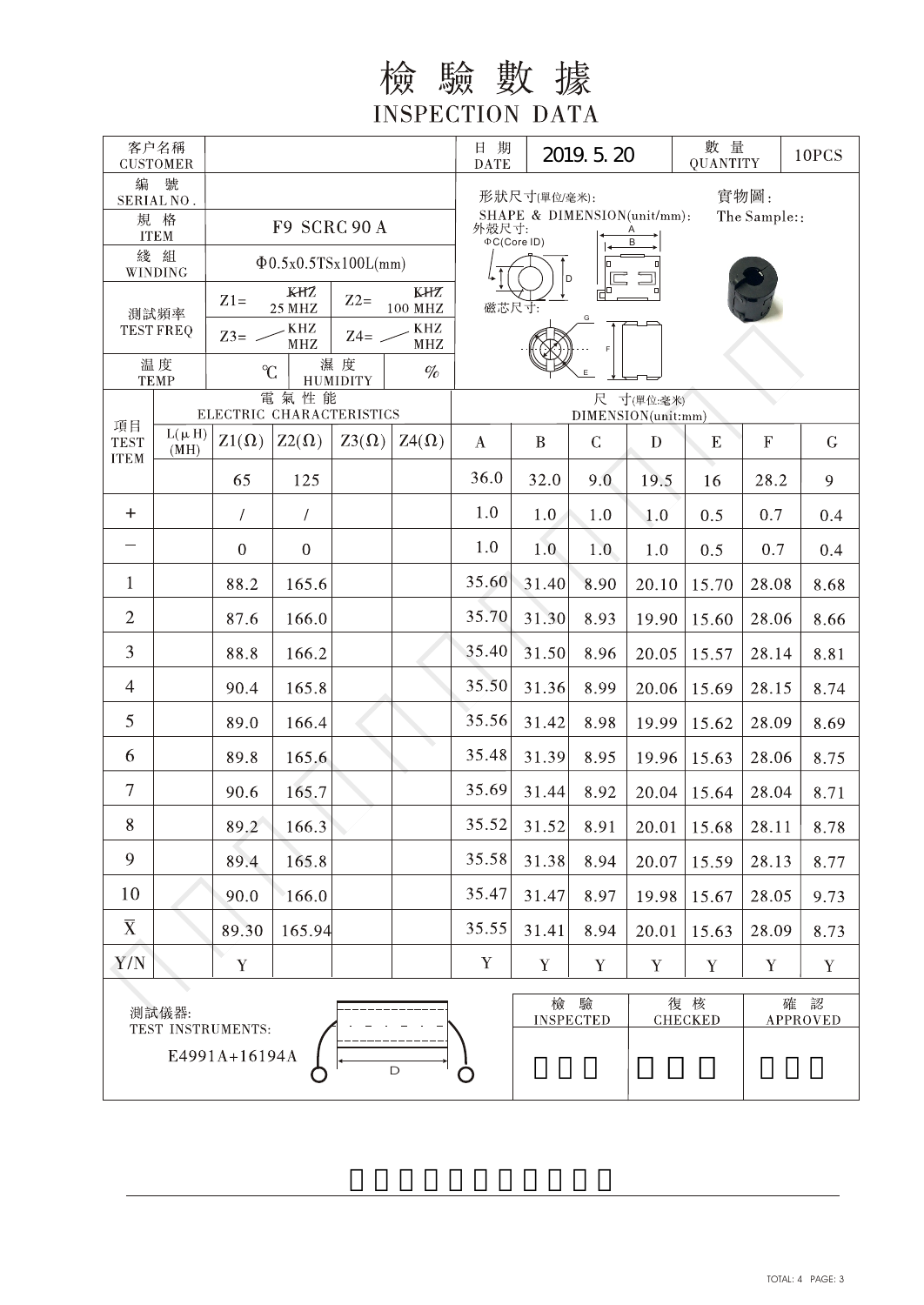# 檢驗數據

## INSPECTION DATA

| 客户名稱 CUSTOMER | | 日期 DATE | 2019. 5. 20 | 數量 QUANTITY | 10PCS |
|---|---|---|---|---|---|
| 編號 SERIAL NO. | | | | | |
| 規格 ITEM | F9 SCRC 90 A | | | | |
| 綫組 WINDING | Φ0.5x0.5TSx100L(mm) | | | | |
| 測試頻率 TEST FREQ | Z1= ~~KHZ~~ 25 MHZ; Z2= ~~KHZ~~ 100 MHZ; Z3= KHZ MHZ; Z4= KHZ MHZ | | | | |
| 溫度 TEMP | ℃ 濕度 HUMIDITY % | | | | |

形狀尺寸(單位/毫米): SHAPE & DIMENSION(unit/mm):
外殼尺寸: A, B, ΦC(Core ID), D
磁芯尺寸: E, F, G

實物圖: The Sample::

| 項目 TEST ITEM | L(μH) (MH) | Z1(Ω) | Z2(Ω) | Z3(Ω) | Z4(Ω) | A | B | C | D | E | F | G |
|---|---|---|---|---|---|---|---|---|---|---|---|---|
| | | 65 | 125 | | | 36.0 | 32.0 | 9.0 | 19.5 | 16 | 28.2 | 9 |
| + | | / | / | | | 1.0 | 1.0 | 1.0 | 1.0 | 0.5 | 0.7 | 0.4 |
| − | | 0 | 0 | | | 1.0 | 1.0 | 1.0 | 1.0 | 0.5 | 0.7 | 0.4 |
| 1 | | 88.2 | 165.6 | | | 35.60 | 31.40 | 8.90 | 20.10 | 15.70 | 28.08 | 8.68 |
| 2 | | 87.6 | 166.0 | | | 35.70 | 31.30 | 8.93 | 19.90 | 15.60 | 28.06 | 8.66 |
| 3 | | 88.8 | 166.2 | | | 35.40 | 31.50 | 8.96 | 20.05 | 15.57 | 28.14 | 8.81 |
| 4 | | 90.4 | 165.8 | | | 35.50 | 31.36 | 8.99 | 20.06 | 15.69 | 28.15 | 8.74 |
| 5 | | 89.0 | 166.4 | | | 35.56 | 31.42 | 8.98 | 19.99 | 15.62 | 28.09 | 8.69 |
| 6 | | 89.8 | 165.6 | | | 35.48 | 31.39 | 8.95 | 19.96 | 15.63 | 28.06 | 8.75 |
| 7 | | 90.6 | 165.7 | | | 35.69 | 31.44 | 8.92 | 20.04 | 15.64 | 28.04 | 8.71 |
| 8 | | 89.2 | 166.3 | | | 35.52 | 31.52 | 8.91 | 20.01 | 15.68 | 28.11 | 8.78 |
| 9 | | 89.4 | 165.8 | | | 35.58 | 31.38 | 8.94 | 20.07 | 15.59 | 28.13 | 8.77 |
| 10 | | 90.0 | 166.0 | | | 35.47 | 31.47 | 8.97 | 19.98 | 15.67 | 28.05 | 9.73 |
| $\bar{X}$ | | 89.30 | 165.94 | | | 35.55 | 31.41 | 8.94 | 20.01 | 15.63 | 28.09 | 8.73 |
| Y/N | | Y | | | | Y | Y | Y | Y | Y | Y | Y |

測試儀器: TEST INSTRUMENTS: E4991A+16194A

| 檢驗 INSPECTED | 復核 CHECKED | 確認 APPROVED |
|---|---|---|
| | | |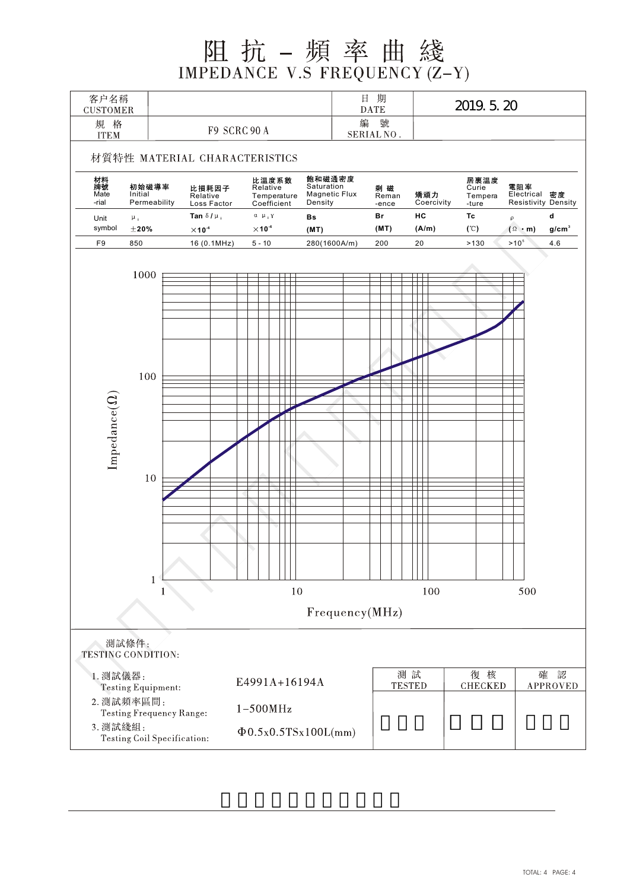# 阻抗－頻率曲綫
# IMPEDANCE V.S FREQUENCY (Z–Y)

| | | | |
|---|---|---|---|
| 客户名稱 CUSTOMER | | 日期 DATE | 2019. 5. 20 |
| 規格 ITEM | F9 SCRC 90 A | 編號 SERIAL NO. | |

## 材質特性 MATERIAL CHARACTERISTICS

| 材料牌號 Mate-rial | 初始磁導率 Initial Permeability | 比損耗因子 Relative Loss Factor | 比温度系數 Relative Temperature Coefficient | 飽和磁通密度 Saturation Magnetic Flux Density | 剩磁 Reman-ence | 矯頑力 Coercivity | 居裏温度 Curie Tempera-ture | 電阻率 Electrical Resistivity | 密度 Density |
|---|---|---|---|---|---|---|---|---|---|
| Unit symbol | $\mu_i$ ±20% | $Tan\ \delta/\mu_i$ $\times 10^{-6}$ | $\alpha\ \mu_i r$ $\times 10^{-6}$ | Bs (MT) | Br (MT) | HC (A/m) | Tc (℃) | $\rho$ ($\Omega \cdot m$) | d $g/cm^3$ |
| F9 | 850 | 16 (0.1MHz) | 5 - 10 | 280(1600A/m) | 200 | 20 | >130 | $>10^5$ | 4.6 |

Impedance(Ω)

1000

100

10

1

1

10

100

500

Frequency(MHz)

測試條件:
TESTING CONDITION:

1. 測試儀器: Testing Equipment: E4991A+16194A
2. 測試頻率區間: Testing Frequency Range: 1–500MHz
3. 測試綫組: Testing Coil Specification: Φ0.5x0.5TSx100L(mm)

| 測試 TESTED | 復核 CHECKED | 確認 APPROVED |
|---|---|---|
| | | |